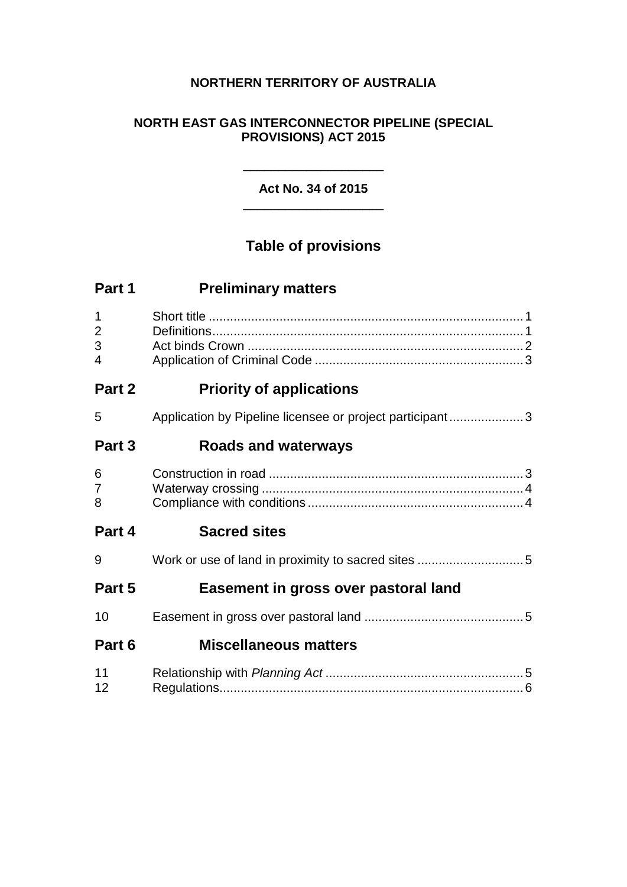**NORTHERN TERRITORY OF AUSTRALIA**

**NORTH EAST GAS INTERCONNECTOR PIPELINE (SPECIAL PROVISIONS) ACT 2015**

**Act No. 34 of 2015**

## Table of provisions

### Part 1 Preliminary matters

| | | |
|---|---|---|
| 1 | Short title | 1 |
| 2 | Definitions | 1 |
| 3 | Act binds Crown | 2 |
| 4 | Application of Criminal Code | 3 |

### Part 2 Priority of applications

| | | |
|---|---|---|
| 5 | Application by Pipeline licensee or project participant | 3 |

### Part 3 Roads and waterways

| | | |
|---|---|---|
| 6 | Construction in road | 3 |
| 7 | Waterway crossing | 4 |
| 8 | Compliance with conditions | 4 |

### Part 4 Sacred sites

| | | |
|---|---|---|
| 9 | Work or use of land in proximity to sacred sites | 5 |

### Part 5 Easement in gross over pastoral land

| | | |
|---|---|---|
| 10 | Easement in gross over pastoral land | 5 |

### Part 6 Miscellaneous matters

| | | |
|---|---|---|
| 11 | Relationship with *Planning Act* | 5 |
| 12 | Regulations | 6 |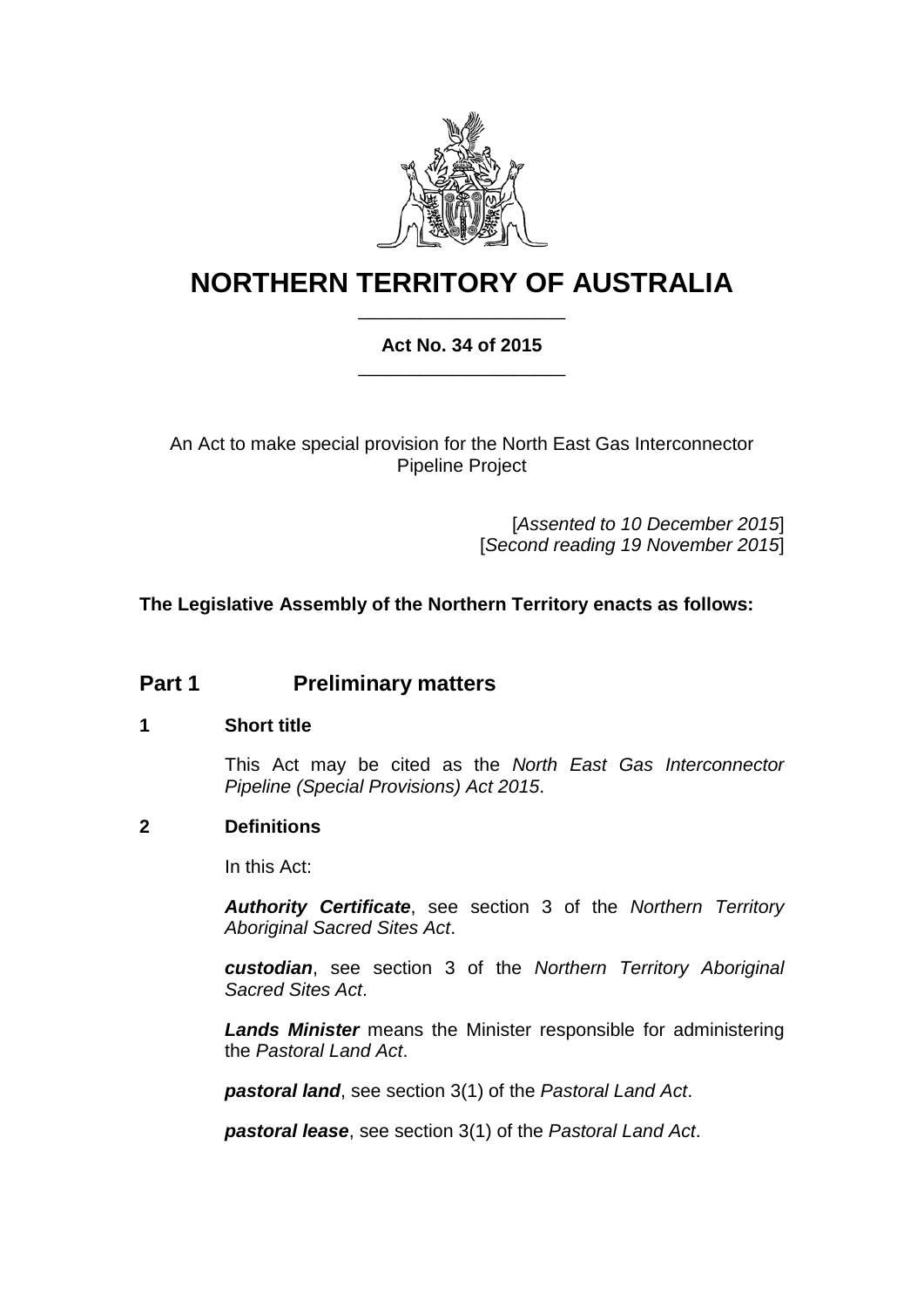# NORTHERN TERRITORY OF AUSTRALIA

**Act No. 34 of 2015**

An Act to make special provision for the North East Gas Interconnector Pipeline Project

[*Assented to 10 December 2015*]
[*Second reading 19 November 2015*]

**The Legislative Assembly of the Northern Territory enacts as follows:**

## Part 1 Preliminary matters

### 1 Short title

This Act may be cited as the *North East Gas Interconnector Pipeline (Special Provisions) Act 2015*.

### 2 Definitions

In this Act:

***Authority Certificate***, see section 3 of the *Northern Territory Aboriginal Sacred Sites Act*.

***custodian***, see section 3 of the *Northern Territory Aboriginal Sacred Sites Act*.

***Lands Minister*** means the Minister responsible for administering the *Pastoral Land Act*.

***pastoral land***, see section 3(1) of the *Pastoral Land Act*.

***pastoral lease***, see section 3(1) of the *Pastoral Land Act*.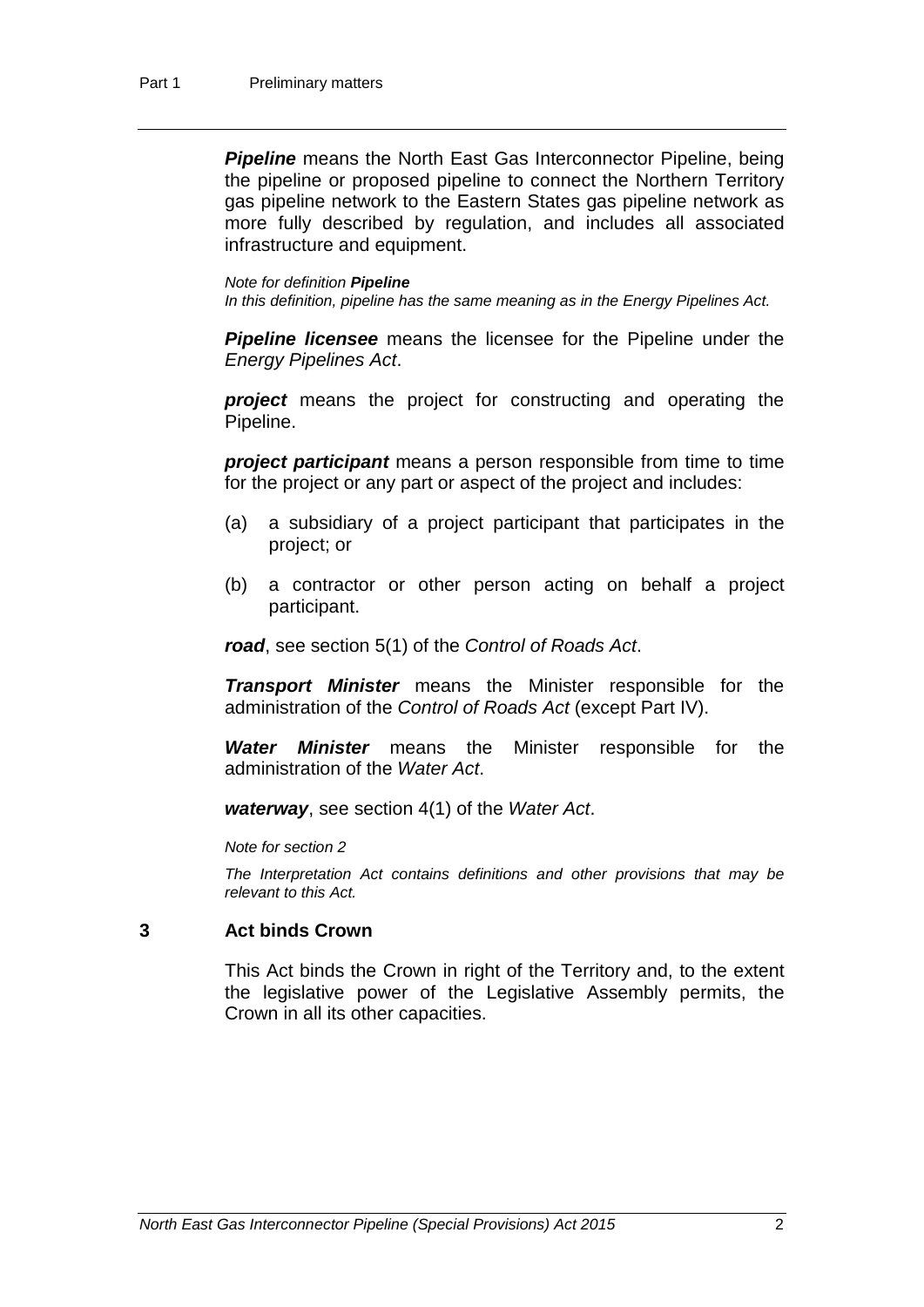***Pipeline*** means the North East Gas Interconnector Pipeline, being the pipeline or proposed pipeline to connect the Northern Territory gas pipeline network to the Eastern States gas pipeline network as more fully described by regulation, and includes all associated infrastructure and equipment.

*Note for definition **Pipeline***
*In this definition, pipeline has the same meaning as in the Energy Pipelines Act.*

***Pipeline licensee*** means the licensee for the Pipeline under the *Energy Pipelines Act*.

***project*** means the project for constructing and operating the Pipeline.

***project participant*** means a person responsible from time to time for the project or any part or aspect of the project and includes:

(a) a subsidiary of a project participant that participates in the project; or

(b) a contractor or other person acting on behalf a project participant.

***road***, see section 5(1) of the *Control of Roads Act*.

***Transport Minister*** means the Minister responsible for the administration of the *Control of Roads Act* (except Part IV).

***Water Minister*** means the Minister responsible for the administration of the *Water Act*.

***waterway***, see section 4(1) of the *Water Act*.

*Note for section 2*

*The Interpretation Act contains definitions and other provisions that may be relevant to this Act.*

## 3 Act binds Crown

This Act binds the Crown in right of the Territory and, to the extent the legislative power of the Legislative Assembly permits, the Crown in all its other capacities.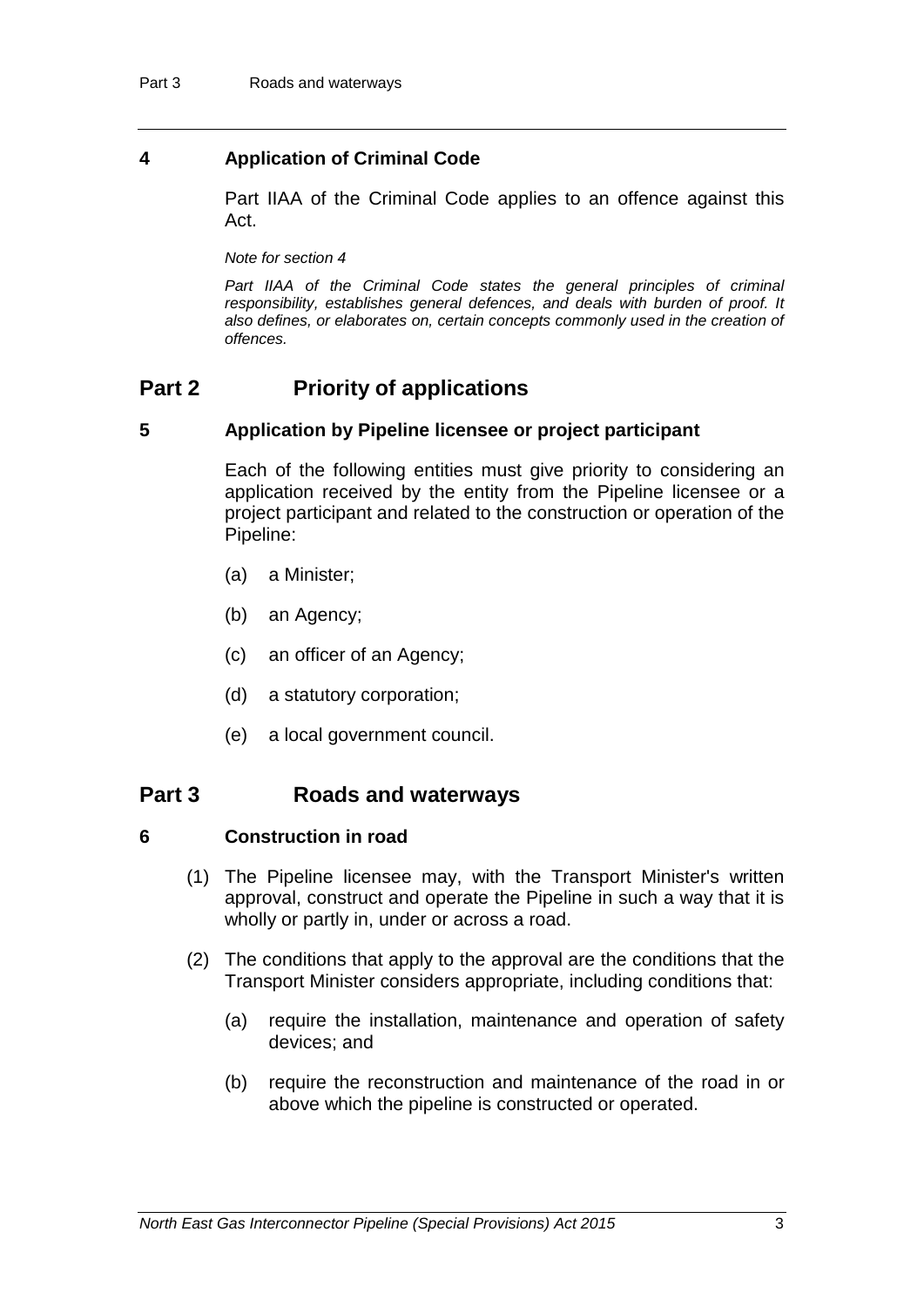### 4 Application of Criminal Code

Part IIAA of the Criminal Code applies to an offence against this Act.

*Note for section 4*

*Part IIAA of the Criminal Code states the general principles of criminal responsibility, establishes general defences, and deals with burden of proof. It also defines, or elaborates on, certain concepts commonly used in the creation of offences.*

## Part 2 Priority of applications

### 5 Application by Pipeline licensee or project participant

Each of the following entities must give priority to considering an application received by the entity from the Pipeline licensee or a project participant and related to the construction or operation of the Pipeline:

(a) a Minister;

(b) an Agency;

(c) an officer of an Agency;

(d) a statutory corporation;

(e) a local government council.

## Part 3 Roads and waterways

### 6 Construction in road

(1) The Pipeline licensee may, with the Transport Minister's written approval, construct and operate the Pipeline in such a way that it is wholly or partly in, under or across a road.

(2) The conditions that apply to the approval are the conditions that the Transport Minister considers appropriate, including conditions that:

(a) require the installation, maintenance and operation of safety devices; and

(b) require the reconstruction and maintenance of the road in or above which the pipeline is constructed or operated.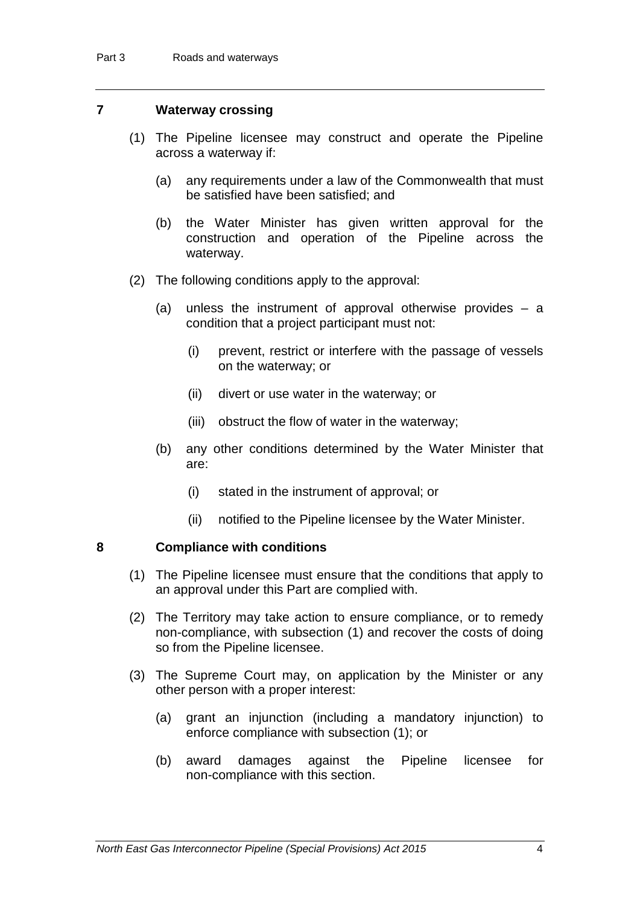## 7 Waterway crossing

(1) The Pipeline licensee may construct and operate the Pipeline across a waterway if:

(a) any requirements under a law of the Commonwealth that must be satisfied have been satisfied; and

(b) the Water Minister has given written approval for the construction and operation of the Pipeline across the waterway.

(2) The following conditions apply to the approval:

(a) unless the instrument of approval otherwise provides – a condition that a project participant must not:

(i) prevent, restrict or interfere with the passage of vessels on the waterway; or

(ii) divert or use water in the waterway; or

(iii) obstruct the flow of water in the waterway;

(b) any other conditions determined by the Water Minister that are:

(i) stated in the instrument of approval; or

(ii) notified to the Pipeline licensee by the Water Minister.

## 8 Compliance with conditions

(1) The Pipeline licensee must ensure that the conditions that apply to an approval under this Part are complied with.

(2) The Territory may take action to ensure compliance, or to remedy non-compliance, with subsection (1) and recover the costs of doing so from the Pipeline licensee.

(3) The Supreme Court may, on application by the Minister or any other person with a proper interest:

(a) grant an injunction (including a mandatory injunction) to enforce compliance with subsection (1); or

(b) award damages against the Pipeline licensee for non-compliance with this section.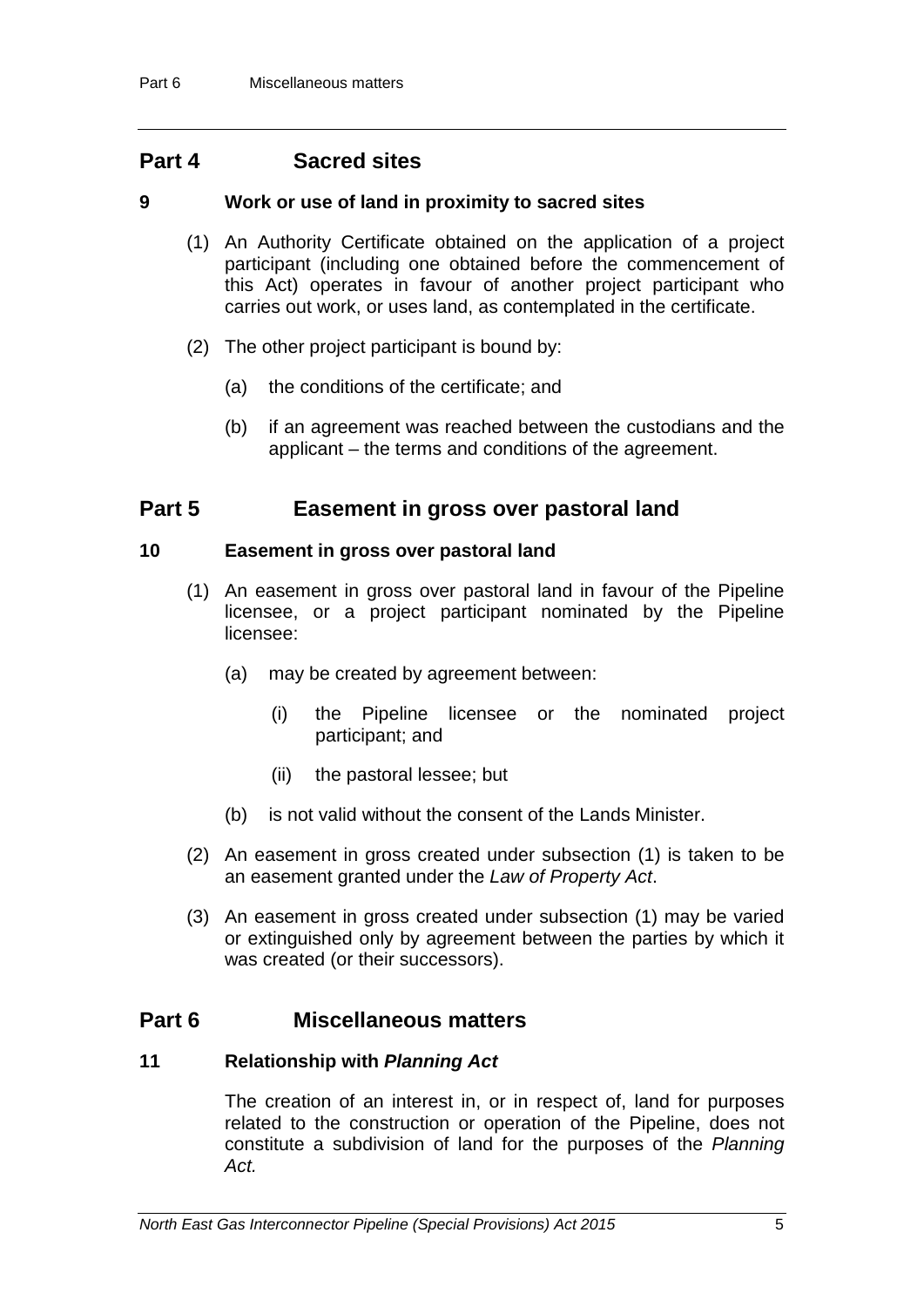## Part 4 Sacred sites

### 9 Work or use of land in proximity to sacred sites

(1) An Authority Certificate obtained on the application of a project participant (including one obtained before the commencement of this Act) operates in favour of another project participant who carries out work, or uses land, as contemplated in the certificate.

(2) The other project participant is bound by:

(a) the conditions of the certificate; and

(b) if an agreement was reached between the custodians and the applicant – the terms and conditions of the agreement.

## Part 5 Easement in gross over pastoral land

### 10 Easement in gross over pastoral land

(1) An easement in gross over pastoral land in favour of the Pipeline licensee, or a project participant nominated by the Pipeline licensee:

(a) may be created by agreement between:

(i) the Pipeline licensee or the nominated project participant; and

(ii) the pastoral lessee; but

(b) is not valid without the consent of the Lands Minister.

(2) An easement in gross created under subsection (1) is taken to be an easement granted under the *Law of Property Act*.

(3) An easement in gross created under subsection (1) may be varied or extinguished only by agreement between the parties by which it was created (or their successors).

## Part 6 Miscellaneous matters

### 11 Relationship with *Planning Act*

The creation of an interest in, or in respect of, land for purposes related to the construction or operation of the Pipeline, does not constitute a subdivision of land for the purposes of the *Planning Act.*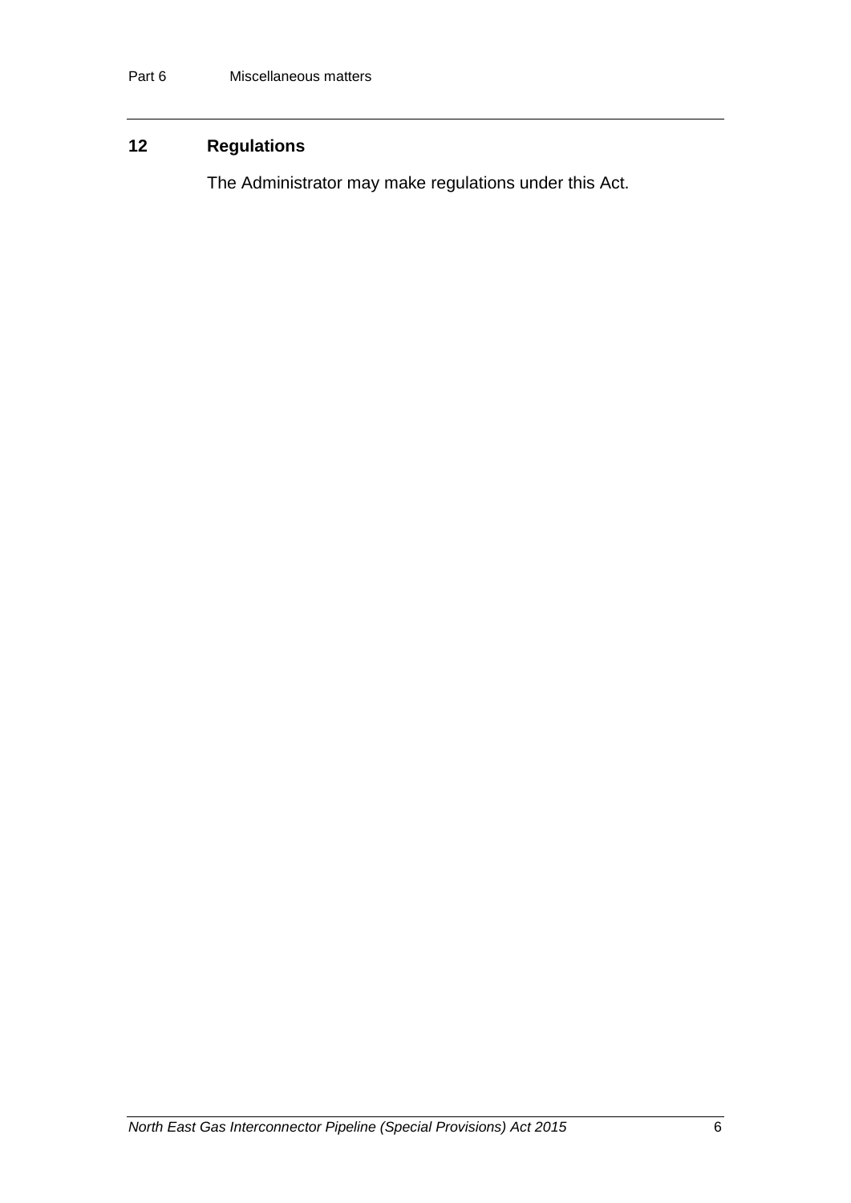## 12 Regulations

The Administrator may make regulations under this Act.